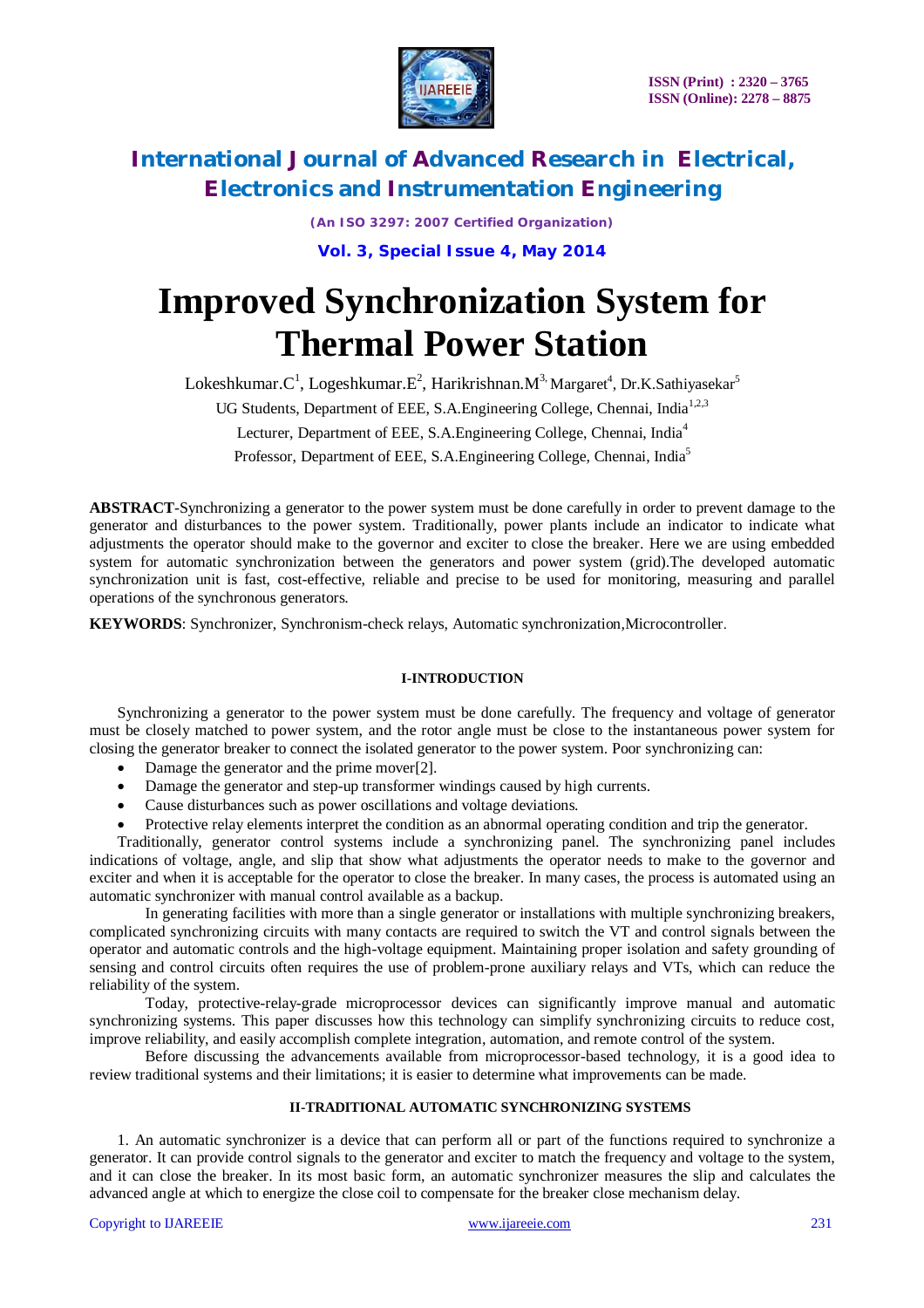# Improved Synchronization System for Thermal Power Station

Lokeshkumar.C[1], Logeshkumar.E[2], Harikrishnan.M[3], Margaret[4], Dr.K.Sathiyasekar[5]

UG Students, Department of EEE, S.A.Engineering College, Chennai, India[1,2,3]

Lecturer, Department of EEE, S.A.Engineering College, Chennai, India[4]

Professor, Department of EEE, S.A.Engineering College, Chennai, India[5]

**ABSTRACT**-Synchronizing a generator to the power system must be done carefully in order to prevent damage to the generator and disturbances to the power system. Traditionally, power plants include an indicator to indicate what adjustments the operator should make to the governor and exciter to close the breaker. Here we are using embedded system for automatic synchronization between the generators and power system (grid).The developed automatic synchronization unit is fast, cost-effective, reliable and precise to be used for monitoring, measuring and parallel operations of the synchronous generators.

**KEYWORDS**: Synchronizer, Synchronism-check relays, Automatic synchronization,Microcontroller.

## I-INTRODUCTION

Synchronizing a generator to the power system must be done carefully. The frequency and voltage of generator must be closely matched to power system, and the rotor angle must be close to the instantaneous power system for closing the generator breaker to connect the isolated generator to the power system. Poor synchronizing can:

- Damage the generator and the prime mover[2].
- Damage the generator and step-up transformer windings caused by high currents.
- Cause disturbances such as power oscillations and voltage deviations.
- Protective relay elements interpret the condition as an abnormal operating condition and trip the generator.

Traditionally, generator control systems include a synchronizing panel. The synchronizing panel includes indications of voltage, angle, and slip that show what adjustments the operator needs to make to the governor and exciter and when it is acceptable for the operator to close the breaker. In many cases, the process is automated using an automatic synchronizer with manual control available as a backup.

In generating facilities with more than a single generator or installations with multiple synchronizing breakers, complicated synchronizing circuits with many contacts are required to switch the VT and control signals between the operator and automatic controls and the high-voltage equipment. Maintaining proper isolation and safety grounding of sensing and control circuits often requires the use of problem-prone auxiliary relays and VTs, which can reduce the reliability of the system.

Today, protective-relay-grade microprocessor devices can significantly improve manual and automatic synchronizing systems. This paper discusses how this technology can simplify synchronizing circuits to reduce cost, improve reliability, and easily accomplish complete integration, automation, and remote control of the system.

Before discussing the advancements available from microprocessor-based technology, it is a good idea to review traditional systems and their limitations; it is easier to determine what improvements can be made.

## II-TRADITIONAL AUTOMATIC SYNCHRONIZING SYSTEMS

1. An automatic synchronizer is a device that can perform all or part of the functions required to synchronize a generator. It can provide control signals to the generator and exciter to match the frequency and voltage to the system, and it can close the breaker. In its most basic form, an automatic synchronizer measures the slip and calculates the advanced angle at which to energize the close coil to compensate for the breaker close mechanism delay.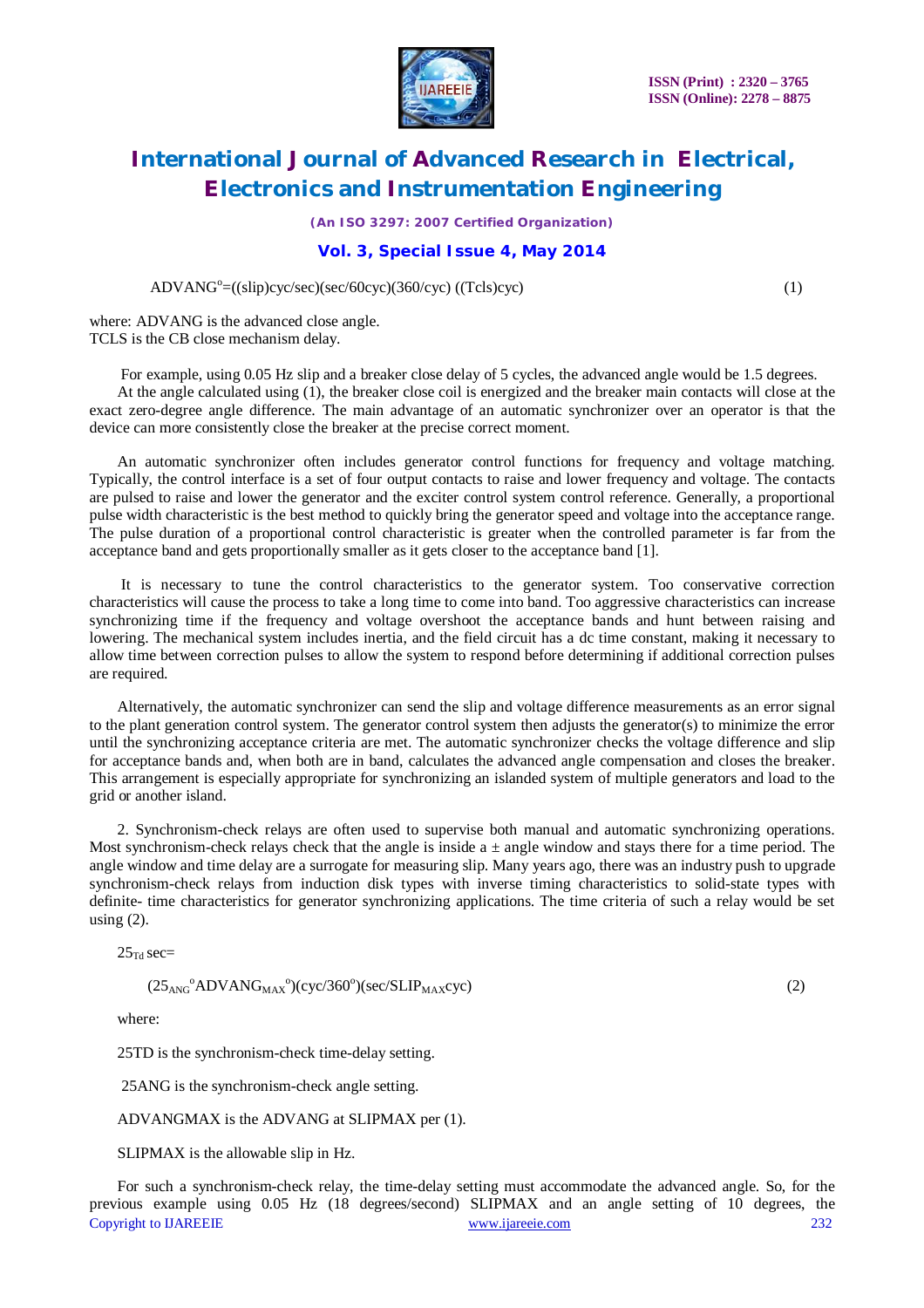$$ADVANG^{o}=((slip)cyc/sec)(sec/60cyc)(360/cyc)\ ((Tcls)cyc) \quad (1)$$

where: ADVANG is the advanced close angle.
TCLS is the CB close mechanism delay.

For example, using 0.05 Hz slip and a breaker close delay of 5 cycles, the advanced angle would be 1.5 degrees.
At the angle calculated using (1), the breaker close coil is energized and the breaker main contacts will close at the exact zero-degree angle difference. The main advantage of an automatic synchronizer over an operator is that the device can more consistently close the breaker at the precise correct moment.

An automatic synchronizer often includes generator control functions for frequency and voltage matching. Typically, the control interface is a set of four output contacts to raise and lower frequency and voltage. The contacts are pulsed to raise and lower the generator and the exciter control system control reference. Generally, a proportional pulse width characteristic is the best method to quickly bring the generator speed and voltage into the acceptance range. The pulse duration of a proportional control characteristic is greater when the controlled parameter is far from the acceptance band and gets proportionally smaller as it gets closer to the acceptance band [1].

It is necessary to tune the control characteristics to the generator system. Too conservative correction characteristics will cause the process to take a long time to come into band. Too aggressive characteristics can increase synchronizing time if the frequency and voltage overshoot the acceptance bands and hunt between raising and lowering. The mechanical system includes inertia, and the field circuit has a dc time constant, making it necessary to allow time between correction pulses to allow the system to respond before determining if additional correction pulses are required.

Alternatively, the automatic synchronizer can send the slip and voltage difference measurements as an error signal to the plant generation control system. The generator control system then adjusts the generator(s) to minimize the error until the synchronizing acceptance criteria are met. The automatic synchronizer checks the voltage difference and slip for acceptance bands and, when both are in band, calculates the advanced angle compensation and closes the breaker. This arrangement is especially appropriate for synchronizing an islanded system of multiple generators and load to the grid or another island.

2. Synchronism-check relays are often used to supervise both manual and automatic synchronizing operations. Most synchronism-check relays check that the angle is inside a ± angle window and stays there for a time period. The angle window and time delay are a surrogate for measuring slip. Many years ago, there was an industry push to upgrade synchronism-check relays from induction disk types with inverse timing characteristics to solid-state types with definite- time characteristics for generator synchronizing applications. The time criteria of such a relay would be set using (2).

$$25_{Td}\ sec=$$

$$(25_{ANG}{}^{o}ADVANG_{MAX}{}^{o})(cyc/360^{o})(sec/SLIP_{MAX}cyc) \quad (2)$$

where:

25TD is the synchronism-check time-delay setting.

25ANG is the synchronism-check angle setting.

ADVANGMAX is the ADVANG at SLIPMAX per (1).

SLIPMAX is the allowable slip in Hz.

For such a synchronism-check relay, the time-delay setting must accommodate the advanced angle. So, for the previous example using 0.05 Hz (18 degrees/second) SLIPMAX and an angle setting of 10 degrees, the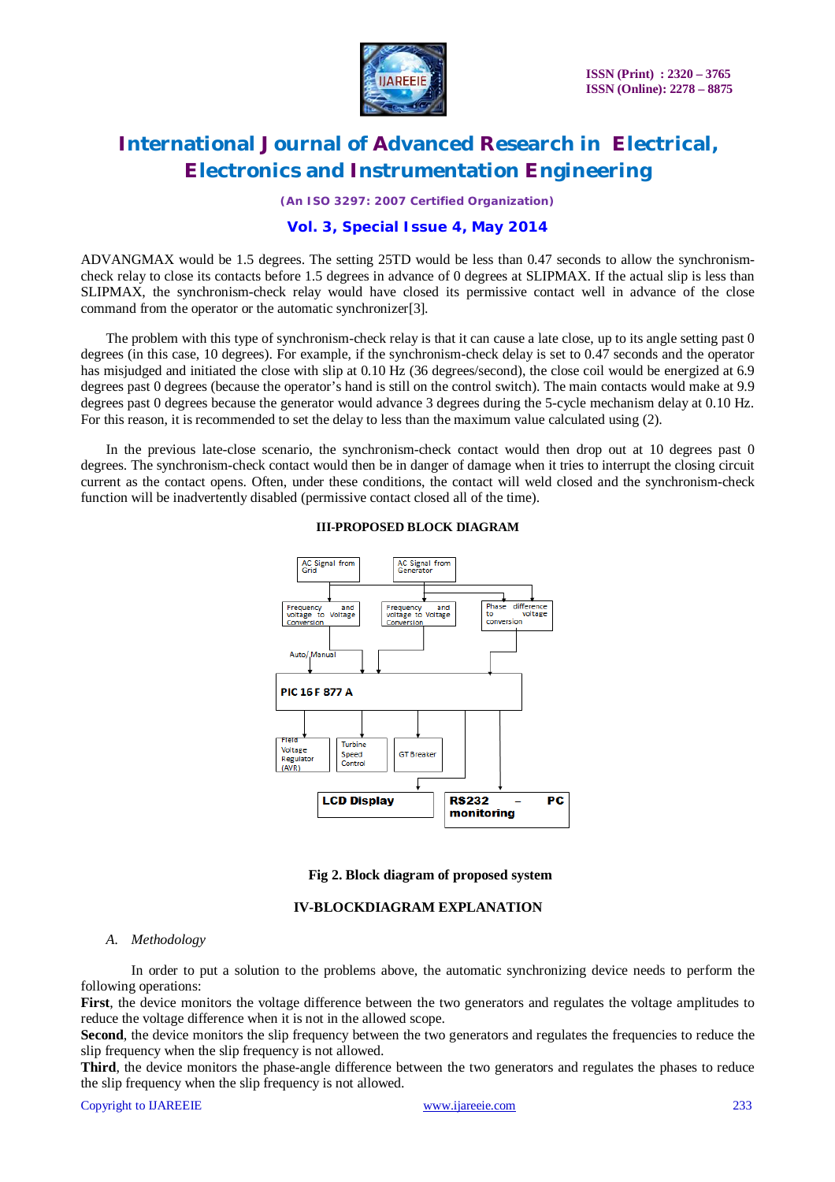ADVANGMAX would be 1.5 degrees. The setting 25TD would be less than 0.47 seconds to allow the synchronism-check relay to close its contacts before 1.5 degrees in advance of 0 degrees at SLIPMAX. If the actual slip is less than SLIPMAX, the synchronism-check relay would have closed its permissive contact well in advance of the close command from the operator or the automatic synchronizer[3].

The problem with this type of synchronism-check relay is that it can cause a late close, up to its angle setting past 0 degrees (in this case, 10 degrees). For example, if the synchronism-check delay is set to 0.47 seconds and the operator has misjudged and initiated the close with slip at 0.10 Hz (36 degrees/second), the close coil would be energized at 6.9 degrees past 0 degrees (because the operator's hand is still on the control switch). The main contacts would make at 9.9 degrees past 0 degrees because the generator would advance 3 degrees during the 5-cycle mechanism delay at 0.10 Hz. For this reason, it is recommended to set the delay to less than the maximum value calculated using (2).

In the previous late-close scenario, the synchronism-check contact would then drop out at 10 degrees past 0 degrees. The synchronism-check contact would then be in danger of damage when it tries to interrupt the closing circuit current as the contact opens. Often, under these conditions, the contact will weld closed and the synchronism-check function will be inadvertently disabled (permissive contact closed all of the time).

## III-PROPOSED BLOCK DIAGRAM

AC Signal from Grid | AC Signal from Generator

Frequency and voltage to Voltage Conversion | Frequency and voltage to Voltage Conversion | Phase difference to voltage conversion

Auto/ Manual

PIC 16 F 877 A

Field Voltage Regulator (AVR) | Turbine Speed Control | GT Breaker

LCD Display | RS232 – PC monitoring

**Fig 2. Block diagram of proposed system**

## IV-BLOCKDIAGRAM EXPLANATION

### *A. Methodology*

In order to put a solution to the problems above, the automatic synchronizing device needs to perform the following operations:

**First**, the device monitors the voltage difference between the two generators and regulates the voltage amplitudes to reduce the voltage difference when it is not in the allowed scope.

**Second**, the device monitors the slip frequency between the two generators and regulates the frequencies to reduce the slip frequency when the slip frequency is not allowed.

**Third**, the device monitors the phase-angle difference between the two generators and regulates the phases to reduce the slip frequency when the slip frequency is not allowed.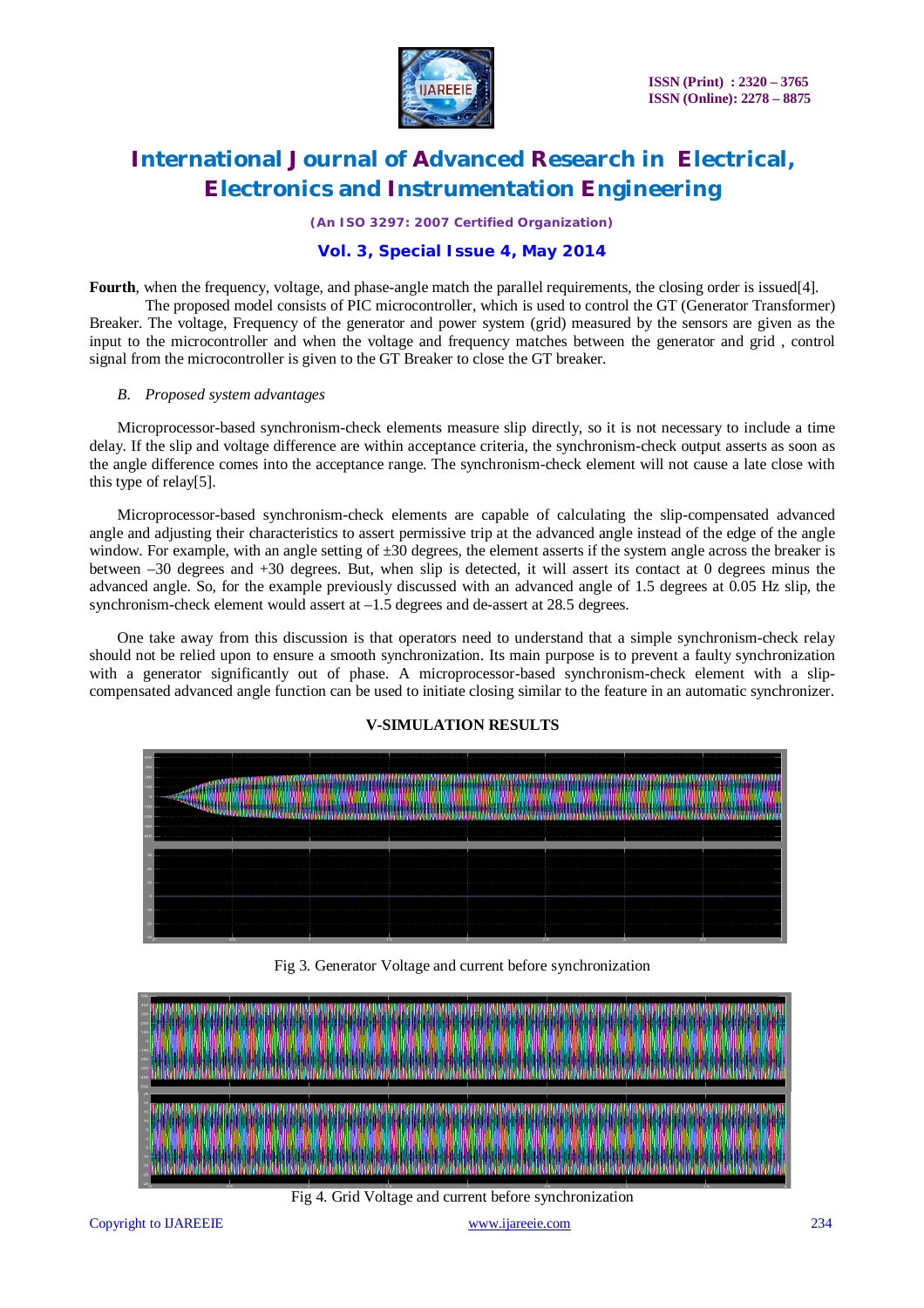**Fourth**, when the frequency, voltage, and phase-angle match the parallel requirements, the closing order is issued[4].

The proposed model consists of PIC microcontroller, which is used to control the GT (Generator Transformer) Breaker. The voltage, Frequency of the generator and power system (grid) measured by the sensors are given as the input to the microcontroller and when the voltage and frequency matches between the generator and grid , control signal from the microcontroller is given to the GT Breaker to close the GT breaker.

### *B. Proposed system advantages*

Microprocessor-based synchronism-check elements measure slip directly, so it is not necessary to include a time delay. If the slip and voltage difference are within acceptance criteria, the synchronism-check output asserts as soon as the angle difference comes into the acceptance range. The synchronism-check element will not cause a late close with this type of relay[5].

Microprocessor-based synchronism-check elements are capable of calculating the slip-compensated advanced angle and adjusting their characteristics to assert permissive trip at the advanced angle instead of the edge of the angle window. For example, with an angle setting of ±30 degrees, the element asserts if the system angle across the breaker is between –30 degrees and +30 degrees. But, when slip is detected, it will assert its contact at 0 degrees minus the advanced angle. So, for the example previously discussed with an advanced angle of 1.5 degrees at 0.05 Hz slip, the synchronism-check element would assert at –1.5 degrees and de-assert at 28.5 degrees.

One take away from this discussion is that operators need to understand that a simple synchronism-check relay should not be relied upon to ensure a smooth synchronization. Its main purpose is to prevent a faulty synchronization with a generator significantly out of phase. A microprocessor-based synchronism-check element with a slip-compensated advanced angle function can be used to initiate closing similar to the feature in an automatic synchronizer.

## V-SIMULATION RESULTS

Fig 3. Generator Voltage and current before synchronization

Fig 4. Grid Voltage and current before synchronization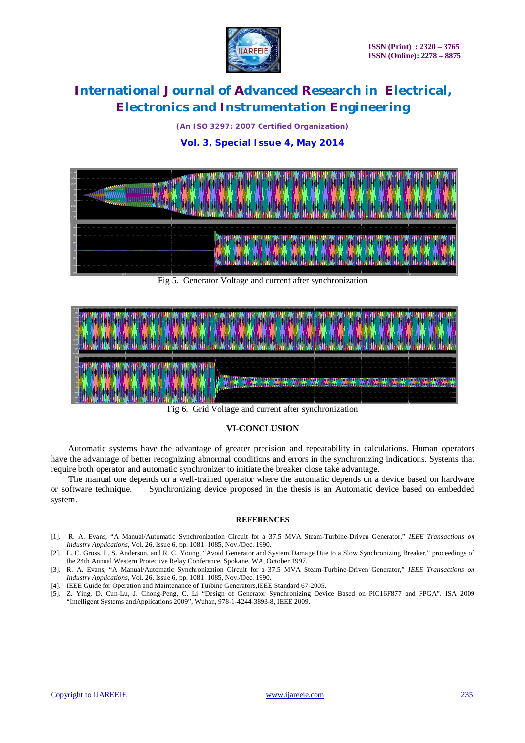Fig 5. Generator Voltage and current after synchronization

Fig 6. Grid Voltage and current after synchronization

## VI-CONCLUSION

Automatic systems have the advantage of greater precision and repeatability in calculations. Human operators have the advantage of better recognizing abnormal conditions and errors in the synchronizing indications. Systems that require both operator and automatic synchronizer to initiate the breaker close take advantage.

The manual one depends on a well-trained operator where the automatic depends on a device based on hardware or software technique. Synchronizing device proposed in the thesis is an Automatic device based on embedded system.

## REFERENCES

[1]. R. A. Evans, "A Manual/Automatic Synchronization Circuit for a 37.5 MVA Steam-Turbine-Driven Generator," *IEEE Transactions on Industry Applications*, Vol. 26, Issue 6, pp. 1081–1085, Nov./Dec. 1990.

[2]. L. C. Gross, L. S. Anderson, and R. C. Young, "Avoid Generator and System Damage Due to a Slow Synchronizing Breaker," proceedings of the 24th Annual Western Protective Relay Conference, Spokane, WA, October 1997.

[3]. R. A. Evans, "A Manual/Automatic Synchronization Circuit for a 37.5 MVA Steam-Turbine-Driven Generator," *IEEE Transactions on Industry Applications*, Vol. 26, Issue 6, pp. 1081–1085, Nov./Dec. 1990.

[4]. IEEE Guide for Operation and Maintenance of Turbine Generators,IEEE Standard 67-2005.

[5]. Z. Ying, D. Cun-Lu, J. Chong-Peng, C. Li "Design of Generator Synchronizing Device Based on PIC16F877 and FPGA". ISA 2009 "Intelligent Systems andApplications 2009", Wuhan, 978-1-4244-3893-8, IEEE 2009.